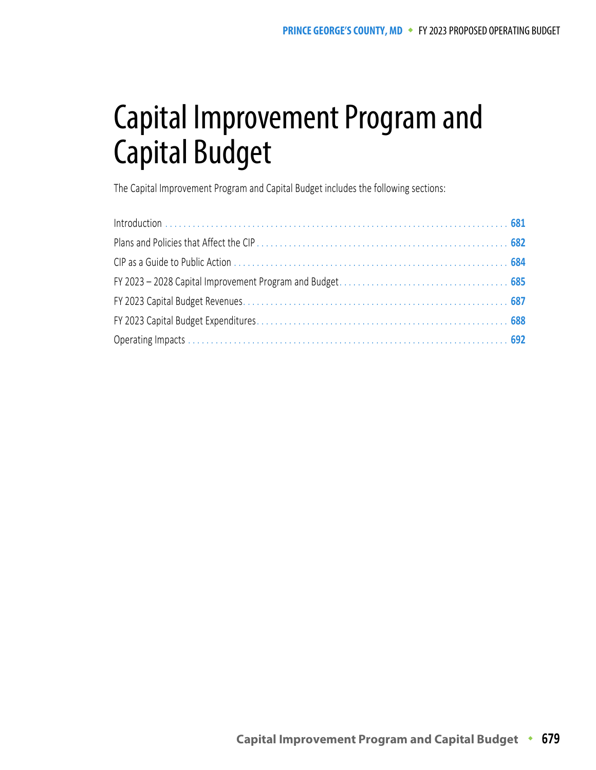# Capital Improvement Program and Capital Budget

The Capital Improvement Program and Capital Budget includes the following sections:

- Introduction .......... 681
- Plans and Policies that Affect the CIP .......... 682
- CIP as a Guide to Public Action .......... 684
- FY 2023 – 2028 Capital Improvement Program and Budget .......... 685
- FY 2023 Capital Budget Revenues .......... 687
- FY 2023 Capital Budget Expenditures .......... 688
- Operating Impacts .......... 692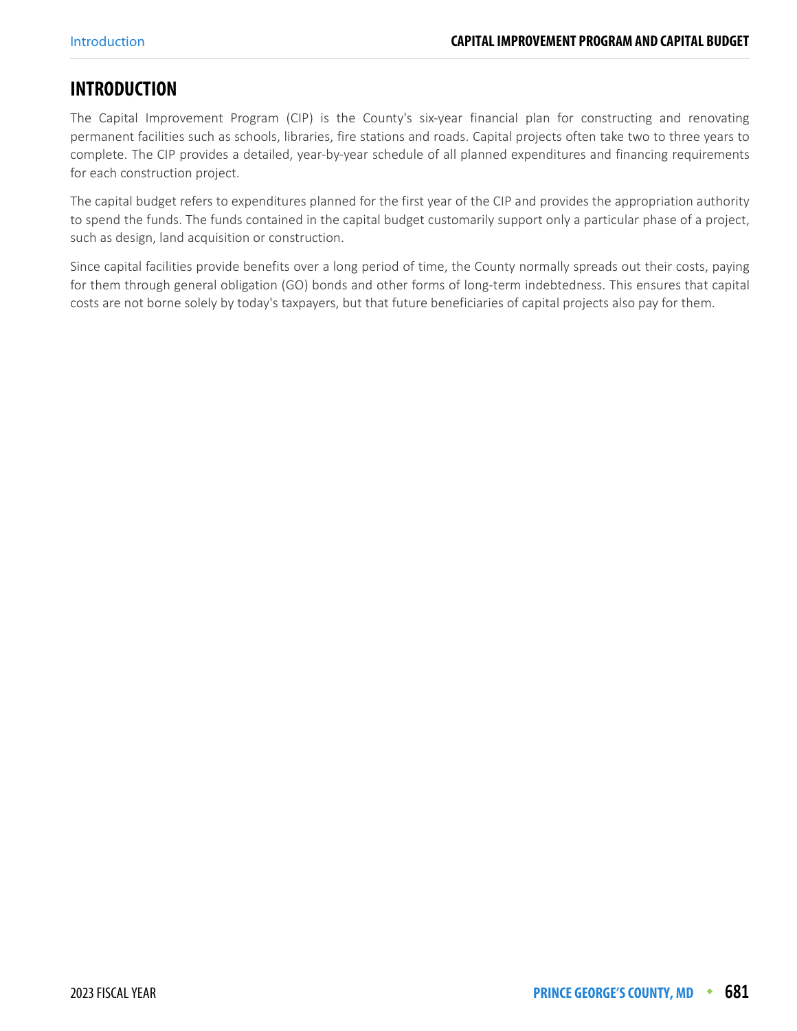## INTRODUCTION

The Capital Improvement Program (CIP) is the County's six-year financial plan for constructing and renovating permanent facilities such as schools, libraries, fire stations and roads. Capital projects often take two to three years to complete. The CIP provides a detailed, year-by-year schedule of all planned expenditures and financing requirements for each construction project.

The capital budget refers to expenditures planned for the first year of the CIP and provides the appropriation authority to spend the funds. The funds contained in the capital budget customarily support only a particular phase of a project, such as design, land acquisition or construction.

Since capital facilities provide benefits over a long period of time, the County normally spreads out their costs, paying for them through general obligation (GO) bonds and other forms of long-term indebtedness. This ensures that capital costs are not borne solely by today's taxpayers, but that future beneficiaries of capital projects also pay for them.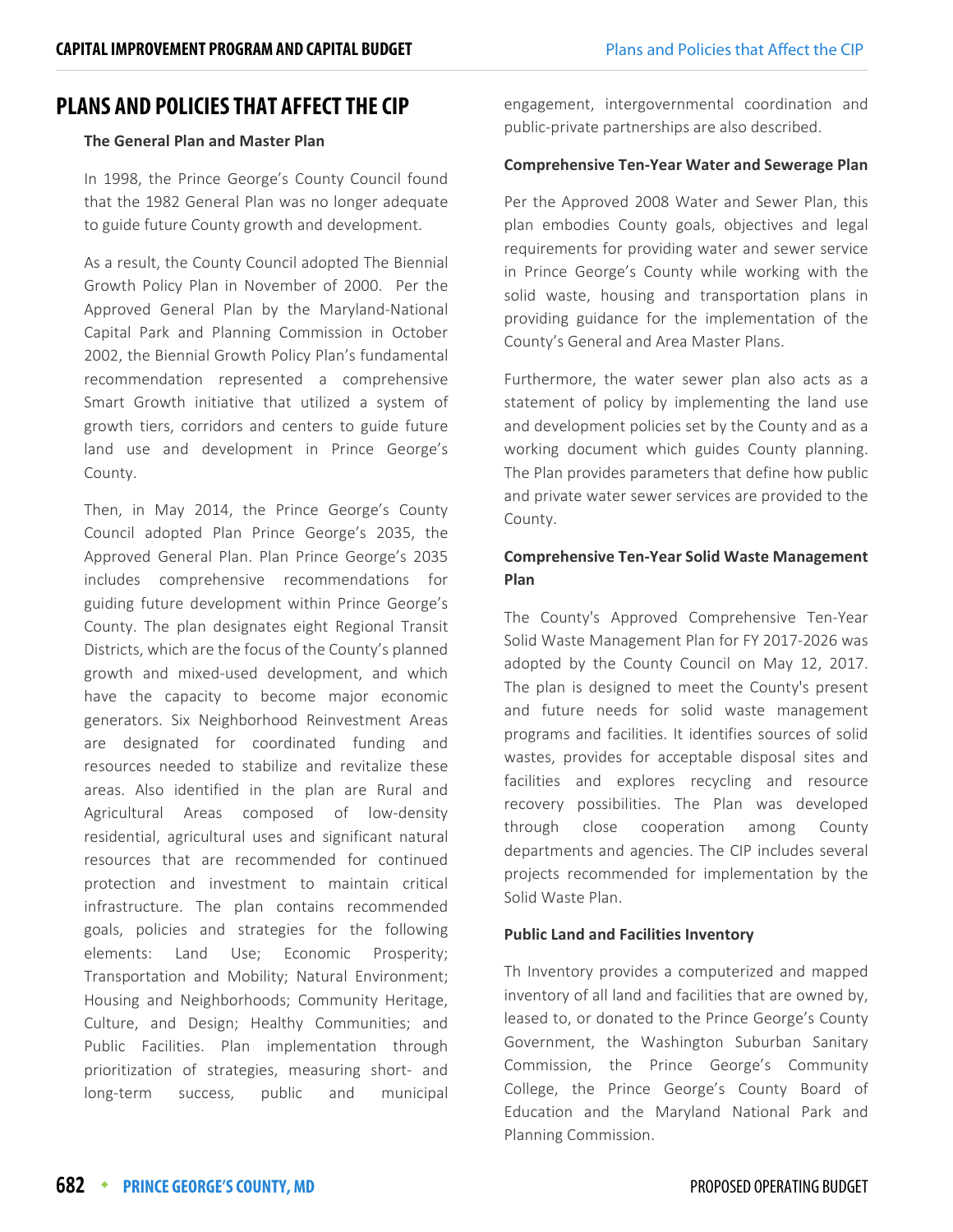# PLANS AND POLICIES THAT AFFECT THE CIP

**The General Plan and Master Plan**

In 1998, the Prince George's County Council found that the 1982 General Plan was no longer adequate to guide future County growth and development.

As a result, the County Council adopted The Biennial Growth Policy Plan in November of 2000. Per the Approved General Plan by the Maryland-National Capital Park and Planning Commission in October 2002, the Biennial Growth Policy Plan's fundamental recommendation represented a comprehensive Smart Growth initiative that utilized a system of growth tiers, corridors and centers to guide future land use and development in Prince George's County.

Then, in May 2014, the Prince George's County Council adopted Plan Prince George's 2035, the Approved General Plan. Plan Prince George's 2035 includes comprehensive recommendations for guiding future development within Prince George's County. The plan designates eight Regional Transit Districts, which are the focus of the County's planned growth and mixed-used development, and which have the capacity to become major economic generators. Six Neighborhood Reinvestment Areas are designated for coordinated funding and resources needed to stabilize and revitalize these areas. Also identified in the plan are Rural and Agricultural Areas composed of low-density residential, agricultural uses and significant natural resources that are recommended for continued protection and investment to maintain critical infrastructure. The plan contains recommended goals, policies and strategies for the following elements: Land Use; Economic Prosperity; Transportation and Mobility; Natural Environment; Housing and Neighborhoods; Community Heritage, Culture, and Design; Healthy Communities; and Public Facilities. Plan implementation through prioritization of strategies, measuring short- and long-term success, public and municipal engagement, intergovernmental coordination and public-private partnerships are also described.

**Comprehensive Ten-Year Water and Sewerage Plan**

Per the Approved 2008 Water and Sewer Plan, this plan embodies County goals, objectives and legal requirements for providing water and sewer service in Prince George's County while working with the solid waste, housing and transportation plans in providing guidance for the implementation of the County's General and Area Master Plans.

Furthermore, the water sewer plan also acts as a statement of policy by implementing the land use and development policies set by the County and as a working document which guides County planning. The Plan provides parameters that define how public and private water sewer services are provided to the County.

**Comprehensive Ten-Year Solid Waste Management Plan**

The County's Approved Comprehensive Ten-Year Solid Waste Management Plan for FY 2017-2026 was adopted by the County Council on May 12, 2017. The plan is designed to meet the County's present and future needs for solid waste management programs and facilities. It identifies sources of solid wastes, provides for acceptable disposal sites and facilities and explores recycling and resource recovery possibilities. The Plan was developed through close cooperation among County departments and agencies. The CIP includes several projects recommended for implementation by the Solid Waste Plan.

**Public Land and Facilities Inventory**

Th Inventory provides a computerized and mapped inventory of all land and facilities that are owned by, leased to, or donated to the Prince George's County Government, the Washington Suburban Sanitary Commission, the Prince George's Community College, the Prince George's County Board of Education and the Maryland National Park and Planning Commission.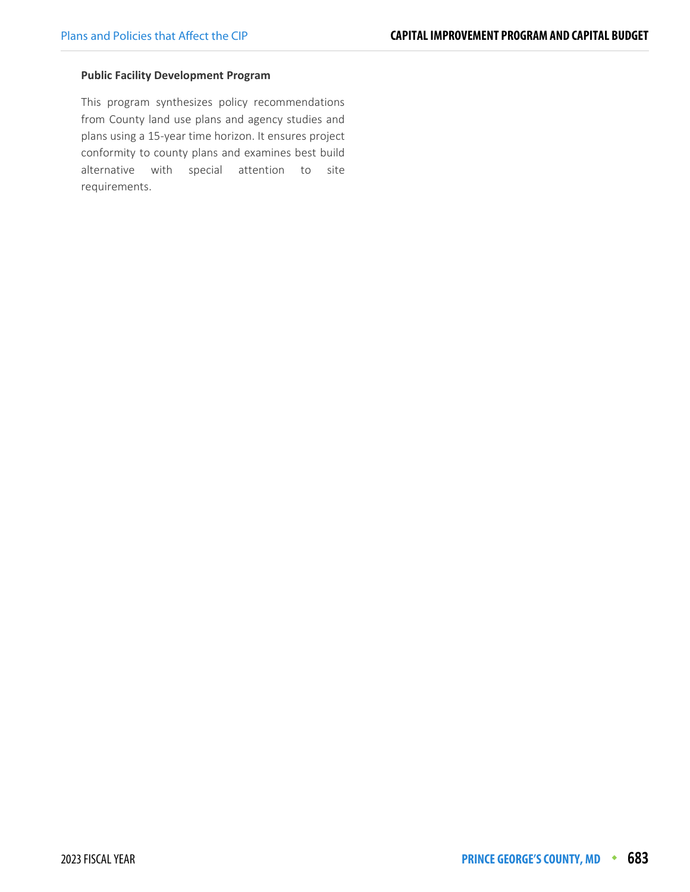**Public Facility Development Program**

This program synthesizes policy recommendations from County land use plans and agency studies and plans using a 15-year time horizon. It ensures project conformity to county plans and examines best build alternative with special attention to site requirements.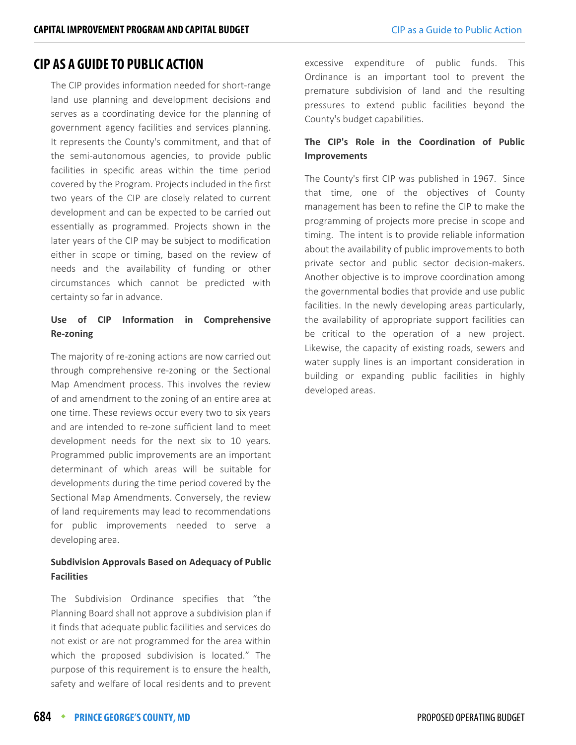# CIP AS A GUIDE TO PUBLIC ACTION

The CIP provides information needed for short-range land use planning and development decisions and serves as a coordinating device for the planning of government agency facilities and services planning. It represents the County's commitment, and that of the semi-autonomous agencies, to provide public facilities in specific areas within the time period covered by the Program. Projects included in the first two years of the CIP are closely related to current development and can be expected to be carried out essentially as programmed. Projects shown in the later years of the CIP may be subject to modification either in scope or timing, based on the review of needs and the availability of funding or other circumstances which cannot be predicted with certainty so far in advance.

**Use of CIP Information in Comprehensive Re-zoning**

The majority of re-zoning actions are now carried out through comprehensive re-zoning or the Sectional Map Amendment process. This involves the review of and amendment to the zoning of an entire area at one time. These reviews occur every two to six years and are intended to re-zone sufficient land to meet development needs for the next six to 10 years. Programmed public improvements are an important determinant of which areas will be suitable for developments during the time period covered by the Sectional Map Amendments. Conversely, the review of land requirements may lead to recommendations for public improvements needed to serve a developing area.

**Subdivision Approvals Based on Adequacy of Public Facilities**

The Subdivision Ordinance specifies that "the Planning Board shall not approve a subdivision plan if it finds that adequate public facilities and services do not exist or are not programmed for the area within which the proposed subdivision is located." The purpose of this requirement is to ensure the health, safety and welfare of local residents and to prevent excessive expenditure of public funds. This Ordinance is an important tool to prevent the premature subdivision of land and the resulting pressures to extend public facilities beyond the County's budget capabilities.

**The CIP's Role in the Coordination of Public Improvements**

The County's first CIP was published in 1967. Since that time, one of the objectives of County management has been to refine the CIP to make the programming of projects more precise in scope and timing. The intent is to provide reliable information about the availability of public improvements to both private sector and public sector decision-makers. Another objective is to improve coordination among the governmental bodies that provide and use public facilities. In the newly developing areas particularly, the availability of appropriate support facilities can be critical to the operation of a new project. Likewise, the capacity of existing roads, sewers and water supply lines is an important consideration in building or expanding public facilities in highly developed areas.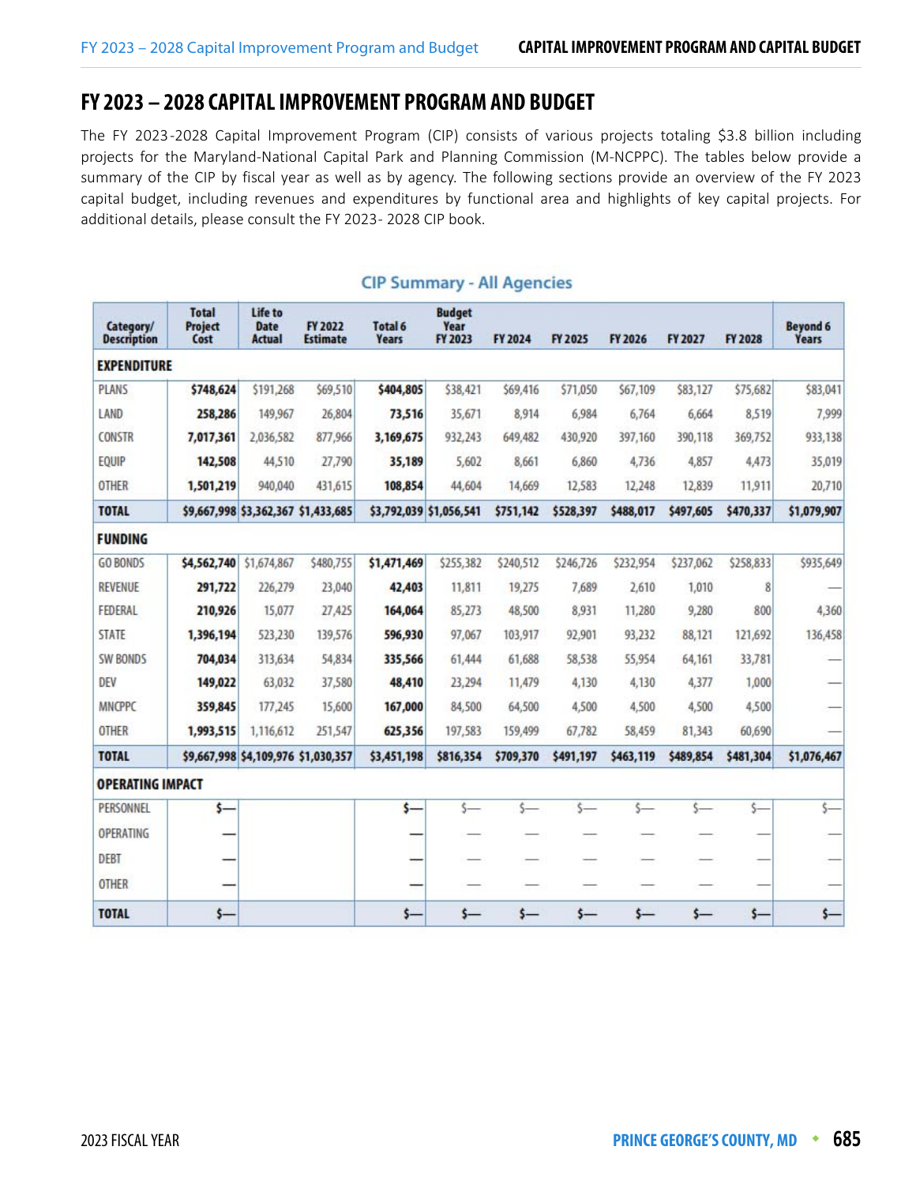# FY 2023 – 2028 CAPITAL IMPROVEMENT PROGRAM AND BUDGET

The FY 2023-2028 Capital Improvement Program (CIP) consists of various projects totaling $3.8 billion including projects for the Maryland-National Capital Park and Planning Commission (M-NCPPC). The tables below provide a summary of the CIP by fiscal year as well as by agency. The following sections provide an overview of the FY 2023 capital budget, including revenues and expenditures by functional area and highlights of key capital projects. For additional details, please consult the FY 2023- 2028 CIP book.

## CIP Summary - All Agencies

| Category/ Description | Total Project Cost | Life to Date Actual | FY 2022 Estimate | Total 6 Years | Budget Year FY 2023 | FY 2024 | FY 2025 | FY 2026 | FY 2027 | FY 2028 | Beyond 6 Years |
|---|---|---|---|---|---|---|---|---|---|---|---|
| **EXPENDITURE** | | | | | | | | | | | |
| PLANS | **$748,624** | $191,268 | $69,510 | **$404,805** | $38,421 | $69,416 | $71,050 | $67,109 | $83,127 | $75,682 | $83,041 |
| LAND | **258,286** | 149,967 | 26,804 | **73,516** | 35,671 | 8,914 | 6,984 | 6,764 | 6,664 | 8,519 | 7,999 |
| CONSTR | **7,017,361** | 2,036,582 | 877,966 | **3,169,675** | 932,243 | 649,482 | 430,920 | 397,160 | 390,118 | 369,752 | 933,138 |
| EQUIP | **142,508** | 44,510 | 27,790 | **35,189** | 5,602 | 8,661 | 6,860 | 4,736 | 4,857 | 4,473 | 35,019 |
| OTHER | **1,501,219** | 940,040 | 431,615 | **108,854** | 44,604 | 14,669 | 12,583 | 12,248 | 12,839 | 11,911 | 20,710 |
| **TOTAL** | **$9,667,998** | **$3,362,367** | **$1,433,685** | **$3,792,039** | **$1,056,541** | **$751,142** | **$528,397** | **$488,017** | **$497,605** | **$470,337** | **$1,079,907** |
| **FUNDING** | | | | | | | | | | | |
| GO BONDS | **$4,562,740** | $1,674,867 | $480,755 | **$1,471,469** | $255,382 | $240,512 | $246,726 | $232,954 | $237,062 | $258,833 | $935,649 |
| REVENUE | **291,722** | 226,279 | 23,040 | **42,403** | 11,811 | 19,275 | 7,689 | 2,610 | 1,010 | 8 | — |
| FEDERAL | **210,926** | 15,077 | 27,425 | **164,064** | 85,273 | 48,500 | 8,931 | 11,280 | 9,280 | 800 | 4,360 |
| STATE | **1,396,194** | 523,230 | 139,576 | **596,930** | 97,067 | 103,917 | 92,901 | 93,232 | 88,121 | 121,692 | 136,458 |
| SW BONDS | **704,034** | 313,634 | 54,834 | **335,566** | 61,444 | 61,688 | 58,538 | 55,954 | 64,161 | 33,781 | — |
| DEV | **149,022** | 63,032 | 37,580 | **48,410** | 23,294 | 11,479 | 4,130 | 4,130 | 4,377 | 1,000 | — |
| MNCPPC | **359,845** | 177,245 | 15,600 | **167,000** | 84,500 | 64,500 | 4,500 | 4,500 | 4,500 | 4,500 | — |
| OTHER | **1,993,515** | 1,116,612 | 251,547 | **625,356** | 197,583 | 159,499 | 67,782 | 58,459 | 81,343 | 60,690 | — |
| **TOTAL** | **$9,667,998** | **$4,109,976** | **$1,030,357** | **$3,451,198** | **$816,354** | **$709,370** | **$491,197** | **$463,119** | **$489,854** | **$481,304** | **$1,076,467** |
| **OPERATING IMPACT** | | | | | | | | | | | |
| PERSONNEL | **$—** | | | **$—** | $— | $— | $— | $— | $— | $— | $— |
| OPERATING | **—** | | | **—** | — | — | — | — | — | — | — |
| DEBT | **—** | | | **—** | — | — | — | — | — | — | — |
| OTHER | **—** | | | **—** | — | — | — | — | — | — | — |
| **TOTAL** | **$—** | | | **$—** | **$—** | **$—** | **$—** | **$—** | **$—** | **$—** | **$—** |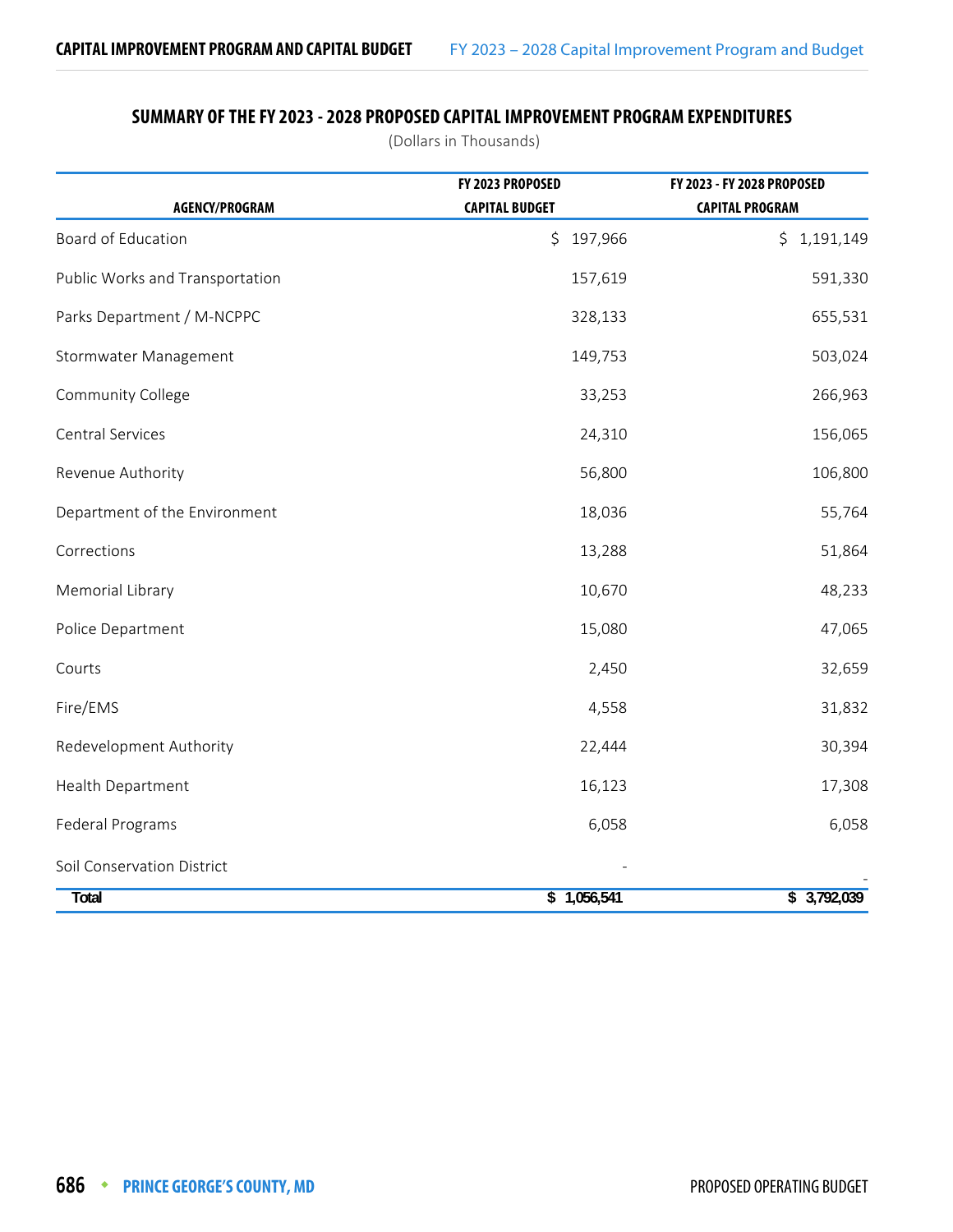## SUMMARY OF THE FY 2023 - 2028 PROPOSED CAPITAL IMPROVEMENT PROGRAM EXPENDITURES

(Dollars in Thousands)

| AGENCY/PROGRAM | FY 2023 PROPOSED CAPITAL BUDGET | FY 2023 - FY 2028 PROPOSED CAPITAL PROGRAM |
|---|---|---|
| Board of Education | $ 197,966 | $ 1,191,149 |
| Public Works and Transportation | 157,619 | 591,330 |
| Parks Department / M-NCPPC | 328,133 | 655,531 |
| Stormwater Management | 149,753 | 503,024 |
| Community College | 33,253 | 266,963 |
| Central Services | 24,310 | 156,065 |
| Revenue Authority | 56,800 | 106,800 |
| Department of the Environment | 18,036 | 55,764 |
| Corrections | 13,288 | 51,864 |
| Memorial Library | 10,670 | 48,233 |
| Police Department | 15,080 | 47,065 |
| Courts | 2,450 | 32,659 |
| Fire/EMS | 4,558 | 31,832 |
| Redevelopment Authority | 22,444 | 30,394 |
| Health Department | 16,123 | 17,308 |
| Federal Programs | 6,058 | 6,058 |
| Soil Conservation District | - | - |
| **Total** | **$ 1,056,541** | **$ 3,792,039** |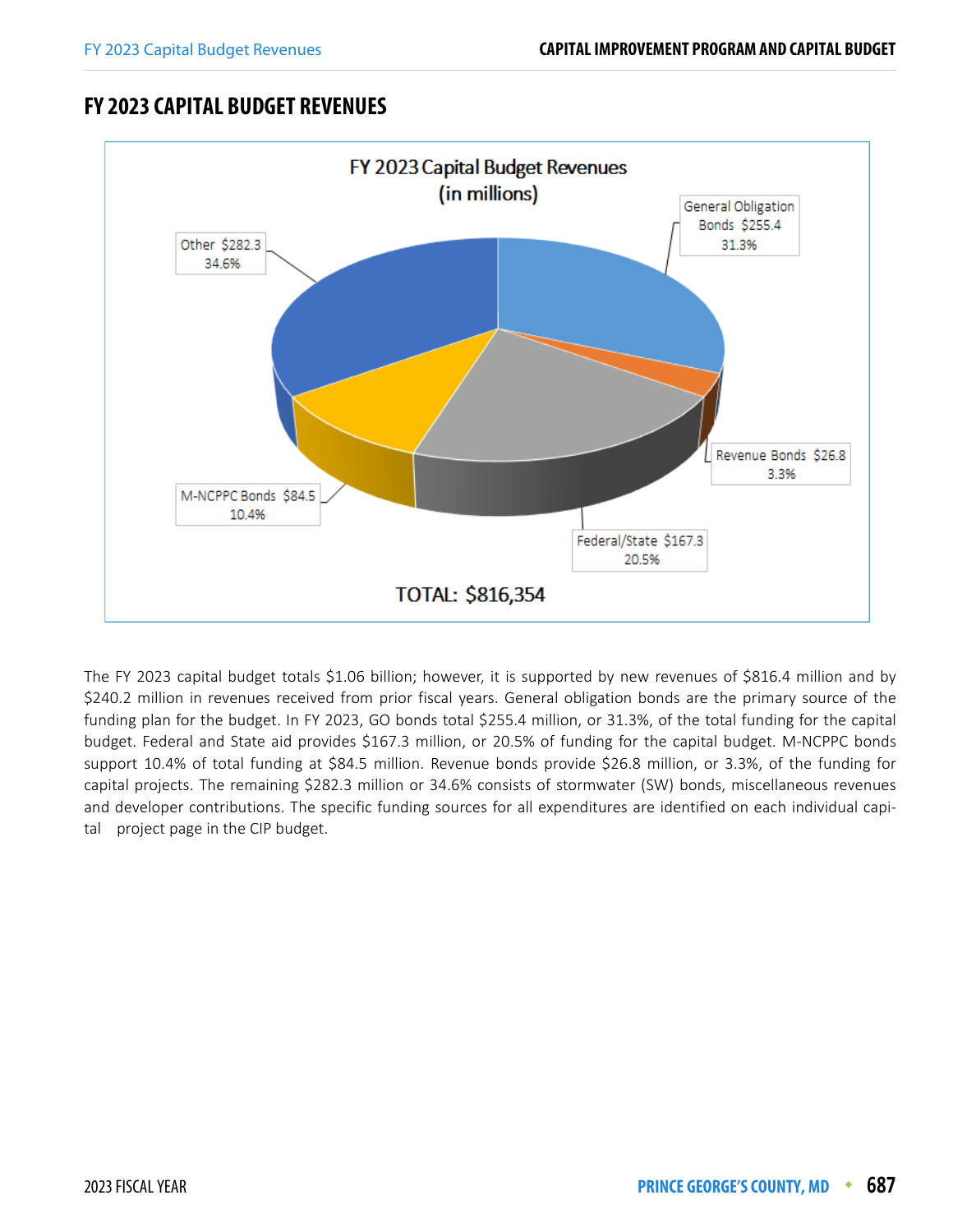# FY 2023 CAPITAL BUDGET REVENUES

FY 2023 Capital Budget Revenues
(in millions)

| Source | Amount | Percent |
|---|---|---|
| General Obligation Bonds | $255.4 | 31.3% |
| Revenue Bonds | $26.8 | 3.3% |
| Federal/State | $167.3 | 20.5% |
| M-NCPPC Bonds | $84.5 | 10.4% |
| Other | $282.3 | 34.6% |

TOTAL: $816,354

The FY 2023 capital budget totals $1.06 billion; however, it is supported by new revenues of $816.4 million and by $240.2 million in revenues received from prior fiscal years. General obligation bonds are the primary source of the funding plan for the budget. In FY 2023, GO bonds total $255.4 million, or 31.3%, of the total funding for the capital budget. Federal and State aid provides $167.3 million, or 20.5% of funding for the capital budget. M-NCPPC bonds support 10.4% of total funding at $84.5 million. Revenue bonds provide $26.8 million, or 3.3%, of the funding for capital projects. The remaining $282.3 million or 34.6% consists of stormwater (SW) bonds, miscellaneous revenues and developer contributions. The specific funding sources for all expenditures are identified on each individual capital project page in the CIP budget.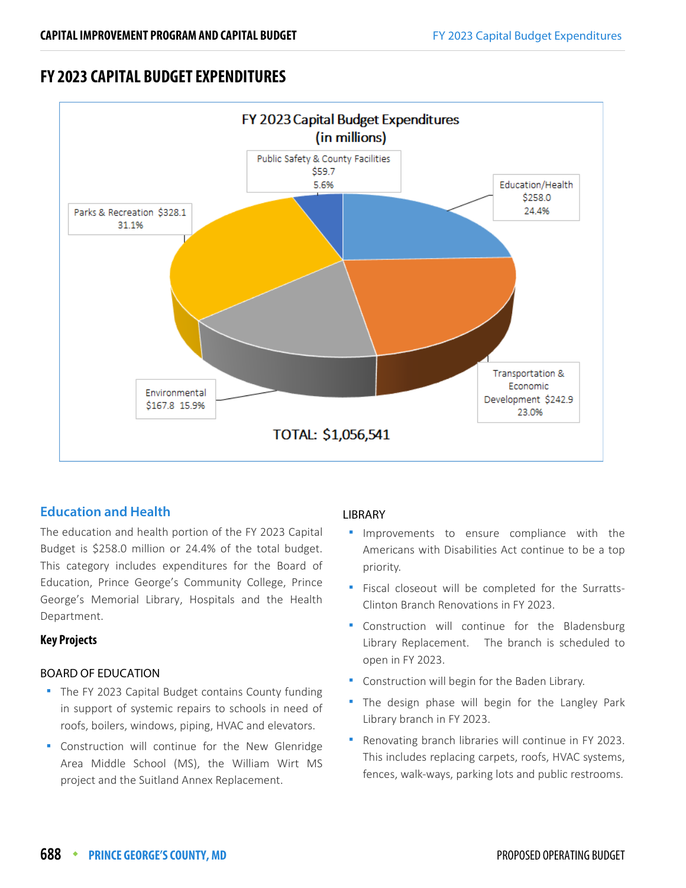# FY 2023 CAPITAL BUDGET EXPENDITURES

**FY 2023 Capital Budget Expenditures (in millions)**

- Public Safety & County Facilities $59.7 5.6%
- Education/Health $258.0 24.4%
- Parks & Recreation $328.1 31.1%
- Environmental $167.8 15.9%
- Transportation & Economic Development $242.9 23.0%

TOTAL: $1,056,541

## Education and Health

The education and health portion of the FY 2023 Capital Budget is $258.0 million or 24.4% of the total budget. This category includes expenditures for the Board of Education, Prince George's Community College, Prince George's Memorial Library, Hospitals and the Health Department.

**Key Projects**

BOARD OF EDUCATION

- The FY 2023 Capital Budget contains County funding in support of systemic repairs to schools in need of roofs, boilers, windows, piping, HVAC and elevators.
- Construction will continue for the New Glenridge Area Middle School (MS), the William Wirt MS project and the Suitland Annex Replacement.

LIBRARY

- Improvements to ensure compliance with the Americans with Disabilities Act continue to be a top priority.
- Fiscal closeout will be completed for the Surratts-Clinton Branch Renovations in FY 2023.
- Construction will continue for the Bladensburg Library Replacement. The branch is scheduled to open in FY 2023.
- Construction will begin for the Baden Library.
- The design phase will begin for the Langley Park Library branch in FY 2023.
- Renovating branch libraries will continue in FY 2023. This includes replacing carpets, roofs, HVAC systems, fences, walk-ways, parking lots and public restrooms.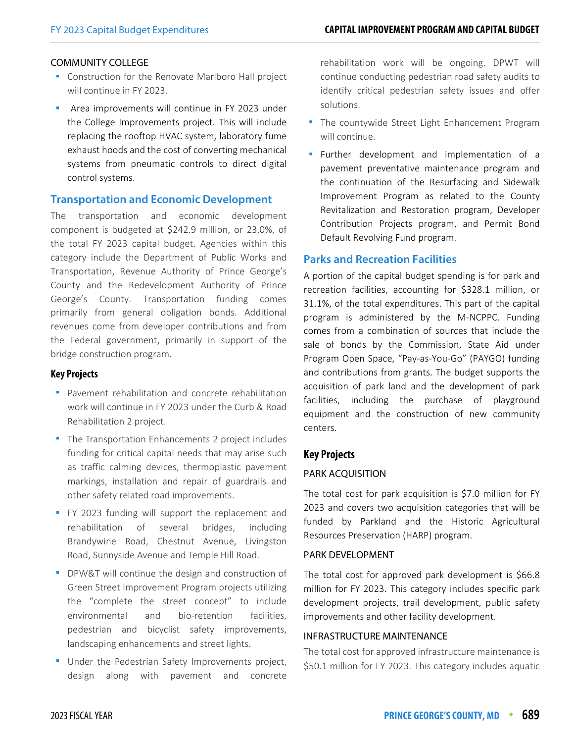COMMUNITY COLLEGE

- Construction for the Renovate Marlboro Hall project will continue in FY 2023.
- Area improvements will continue in FY 2023 under the College Improvements project. This will include replacing the rooftop HVAC system, laboratory fume exhaust hoods and the cost of converting mechanical systems from pneumatic controls to direct digital control systems.

## Transportation and Economic Development

The transportation and economic development component is budgeted at $242.9 million, or 23.0%, of the total FY 2023 capital budget. Agencies within this category include the Department of Public Works and Transportation, Revenue Authority of Prince George's County and the Redevelopment Authority of Prince George's County. Transportation funding comes primarily from general obligation bonds. Additional revenues come from developer contributions and from the Federal government, primarily in support of the bridge construction program.

### Key Projects

- Pavement rehabilitation and concrete rehabilitation work will continue in FY 2023 under the Curb & Road Rehabilitation 2 project.
- The Transportation Enhancements 2 project includes funding for critical capital needs that may arise such as traffic calming devices, thermoplastic pavement markings, installation and repair of guardrails and other safety related road improvements.
- FY 2023 funding will support the replacement and rehabilitation of several bridges, including Brandywine Road, Chestnut Avenue, Livingston Road, Sunnyside Avenue and Temple Hill Road.
- DPW&T will continue the design and construction of Green Street Improvement Program projects utilizing the "complete the street concept" to include environmental and bio-retention facilities, pedestrian and bicyclist safety improvements, landscaping enhancements and street lights.
- Under the Pedestrian Safety Improvements project, design along with pavement and concrete rehabilitation work will be ongoing. DPWT will continue conducting pedestrian road safety audits to identify critical pedestrian safety issues and offer solutions.
- The countywide Street Light Enhancement Program will continue.
- Further development and implementation of a pavement preventative maintenance program and the continuation of the Resurfacing and Sidewalk Improvement Program as related to the County Revitalization and Restoration program, Developer Contribution Projects program, and Permit Bond Default Revolving Fund program.

## Parks and Recreation Facilities

A portion of the capital budget spending is for park and recreation facilities, accounting for $328.1 million, or 31.1%, of the total expenditures. This part of the capital program is administered by the M-NCPPC. Funding comes from a combination of sources that include the sale of bonds by the Commission, State Aid under Program Open Space, "Pay-as-You-Go" (PAYGO) funding and contributions from grants. The budget supports the acquisition of park land and the development of park facilities, including the purchase of playground equipment and the construction of new community centers.

### Key Projects

PARK ACQUISITION

The total cost for park acquisition is $7.0 million for FY 2023 and covers two acquisition categories that will be funded by Parkland and the Historic Agricultural Resources Preservation (HARP) program.

PARK DEVELOPMENT

The total cost for approved park development is $66.8 million for FY 2023. This category includes specific park development projects, trail development, public safety improvements and other facility development.

INFRASTRUCTURE MAINTENANCE

The total cost for approved infrastructure maintenance is $50.1 million for FY 2023. This category includes aquatic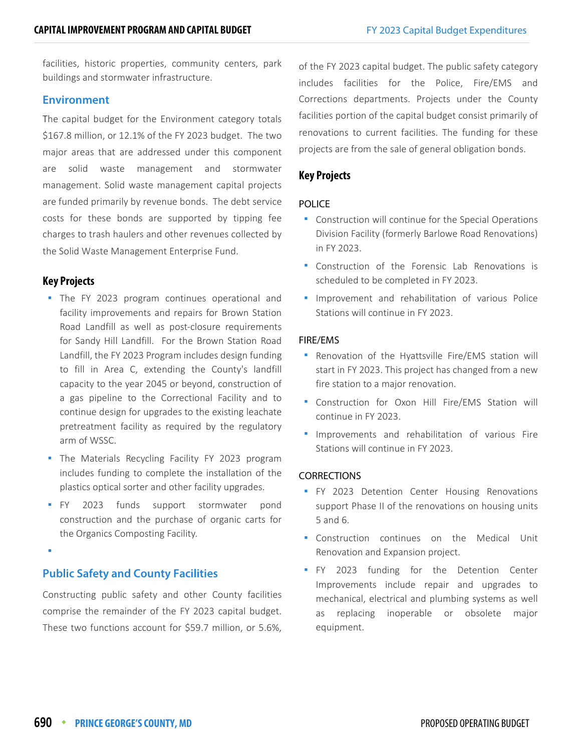facilities, historic properties, community centers, park buildings and stormwater infrastructure.

## Environment

The capital budget for the Environment category totals $167.8 million, or 12.1% of the FY 2023 budget. The two major areas that are addressed under this component are solid waste management and stormwater management. Solid waste management capital projects are funded primarily by revenue bonds. The debt service costs for these bonds are supported by tipping fee charges to trash haulers and other revenues collected by the Solid Waste Management Enterprise Fund.

### Key Projects

- The FY 2023 program continues operational and facility improvements and repairs for Brown Station Road Landfill as well as post-closure requirements for Sandy Hill Landfill. For the Brown Station Road Landfill, the FY 2023 Program includes design funding to fill in Area C, extending the County's landfill capacity to the year 2045 or beyond, construction of a gas pipeline to the Correctional Facility and to continue design for upgrades to the existing leachate pretreatment facility as required by the regulatory arm of WSSC.
- The Materials Recycling Facility FY 2023 program includes funding to complete the installation of the plastics optical sorter and other facility upgrades.
- FY 2023 funds support stormwater pond construction and the purchase of organic carts for the Organics Composting Facility.

## Public Safety and County Facilities

Constructing public safety and other County facilities comprise the remainder of the FY 2023 capital budget. These two functions account for $59.7 million, or 5.6%, of the FY 2023 capital budget. The public safety category includes facilities for the Police, Fire/EMS and Corrections departments. Projects under the County facilities portion of the capital budget consist primarily of renovations to current facilities. The funding for these projects are from the sale of general obligation bonds.

### Key Projects

POLICE

- Construction will continue for the Special Operations Division Facility (formerly Barlowe Road Renovations) in FY 2023.
- Construction of the Forensic Lab Renovations is scheduled to be completed in FY 2023.
- Improvement and rehabilitation of various Police Stations will continue in FY 2023.

FIRE/EMS

- Renovation of the Hyattsville Fire/EMS station will start in FY 2023. This project has changed from a new fire station to a major renovation.
- Construction for Oxon Hill Fire/EMS Station will continue in FY 2023.
- Improvements and rehabilitation of various Fire Stations will continue in FY 2023.

CORRECTIONS

- FY 2023 Detention Center Housing Renovations support Phase II of the renovations on housing units 5 and 6.
- Construction continues on the Medical Unit Renovation and Expansion project.
- FY 2023 funding for the Detention Center Improvements include repair and upgrades to mechanical, electrical and plumbing systems as well as replacing inoperable or obsolete major equipment.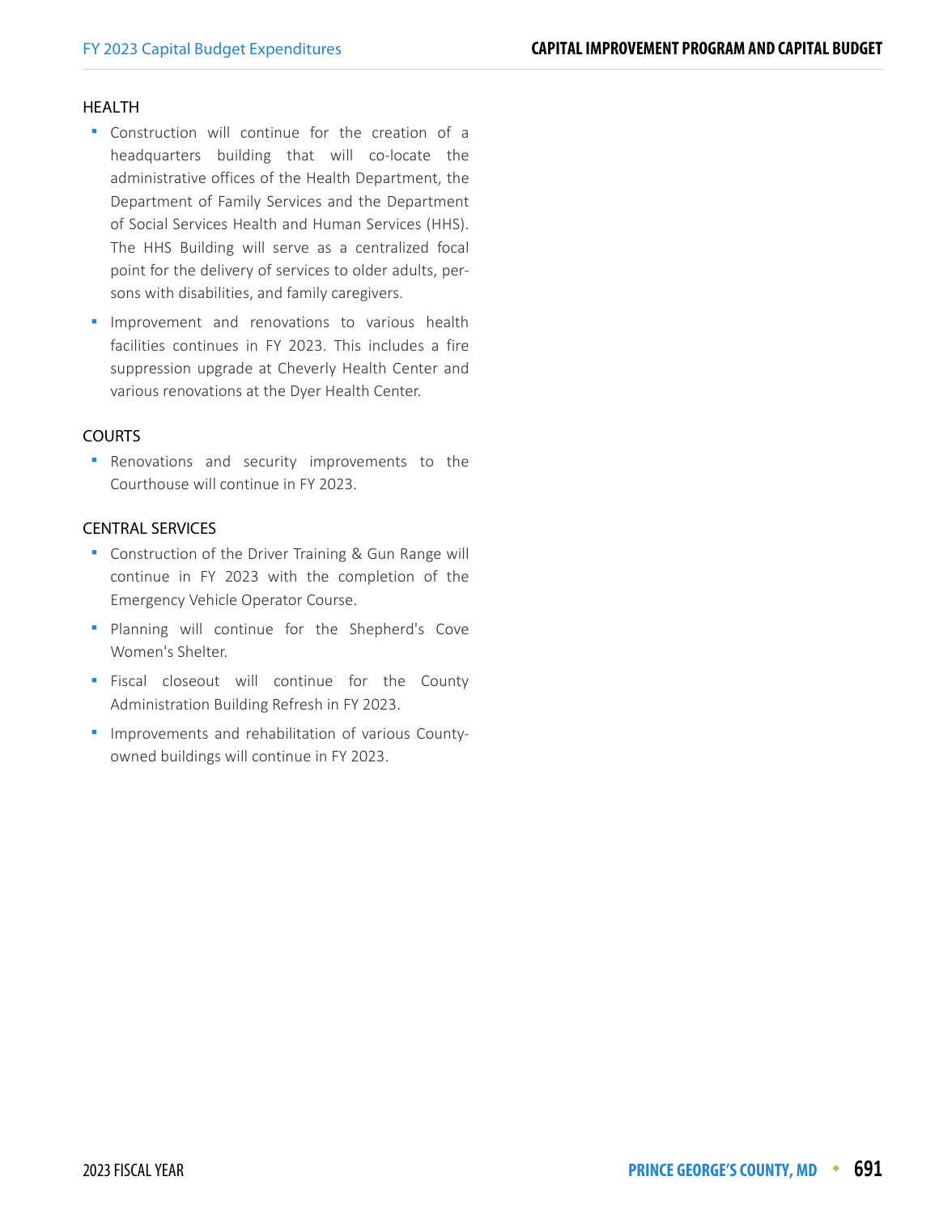## HEALTH

- Construction will continue for the creation of a headquarters building that will co-locate the administrative offices of the Health Department, the Department of Family Services and the Department of Social Services Health and Human Services (HHS). The HHS Building will serve as a centralized focal point for the delivery of services to older adults, persons with disabilities, and family caregivers.
- Improvement and renovations to various health facilities continues in FY 2023. This includes a fire suppression upgrade at Cheverly Health Center and various renovations at the Dyer Health Center.

## COURTS

- Renovations and security improvements to the Courthouse will continue in FY 2023.

## CENTRAL SERVICES

- Construction of the Driver Training & Gun Range will continue in FY 2023 with the completion of the Emergency Vehicle Operator Course.
- Planning will continue for the Shepherd's Cove Women's Shelter.
- Fiscal closeout will continue for the County Administration Building Refresh in FY 2023.
- Improvements and rehabilitation of various County-owned buildings will continue in FY 2023.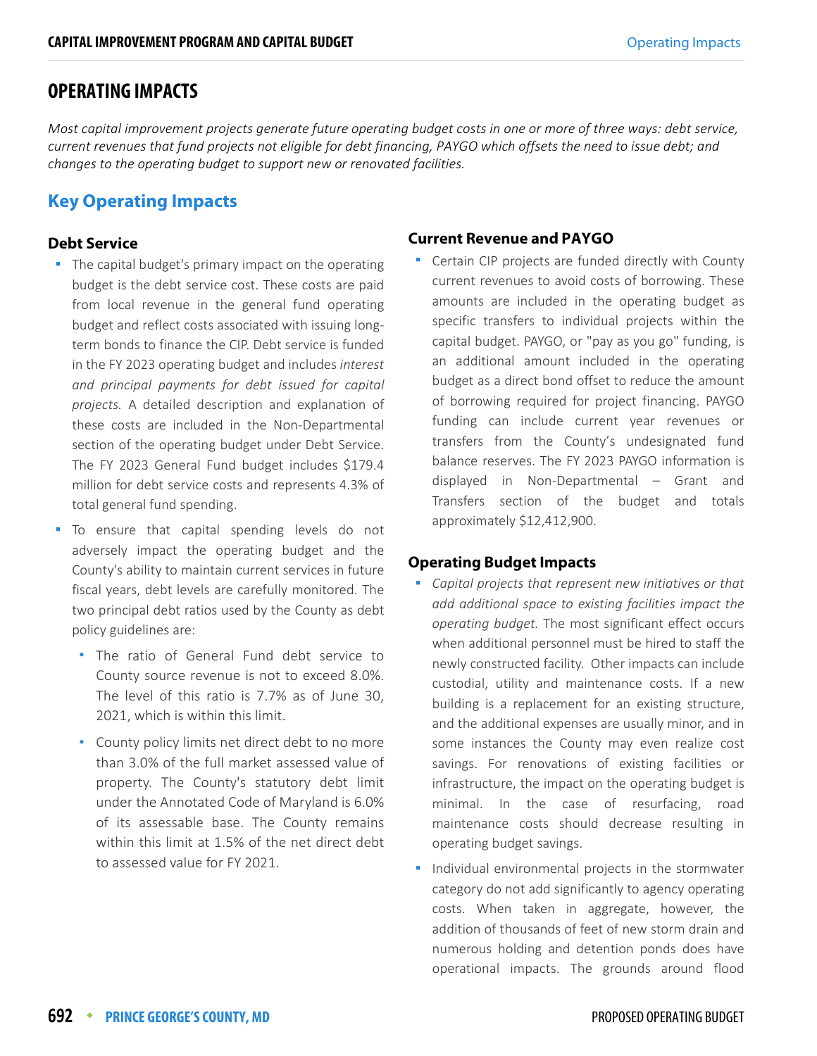# OPERATING IMPACTS

*Most capital improvement projects generate future operating budget costs in one or more of three ways: debt service, current revenues that fund projects not eligible for debt financing, PAYGO which offsets the need to issue debt; and changes to the operating budget to support new or renovated facilities.*

## Key Operating Impacts

### Debt Service

- The capital budget's primary impact on the operating budget is the debt service cost. These costs are paid from local revenue in the general fund operating budget and reflect costs associated with issuing long-term bonds to finance the CIP. Debt service is funded in the FY 2023 operating budget and includes *interest and principal payments for debt issued for capital projects.* A detailed description and explanation of these costs are included in the Non-Departmental section of the operating budget under Debt Service. The FY 2023 General Fund budget includes $179.4 million for debt service costs and represents 4.3% of total general fund spending.
- To ensure that capital spending levels do not adversely impact the operating budget and the County's ability to maintain current services in future fiscal years, debt levels are carefully monitored. The two principal debt ratios used by the County as debt policy guidelines are:
  - The ratio of General Fund debt service to County source revenue is not to exceed 8.0%. The level of this ratio is 7.7% as of June 30, 2021, which is within this limit.
  - County policy limits net direct debt to no more than 3.0% of the full market assessed value of property. The County's statutory debt limit under the Annotated Code of Maryland is 6.0% of its assessable base. The County remains within this limit at 1.5% of the net direct debt to assessed value for FY 2021.

### Current Revenue and PAYGO

- Certain CIP projects are funded directly with County current revenues to avoid costs of borrowing. These amounts are included in the operating budget as specific transfers to individual projects within the capital budget. PAYGO, or "pay as you go" funding, is an additional amount included in the operating budget as a direct bond offset to reduce the amount of borrowing required for project financing. PAYGO funding can include current year revenues or transfers from the County's undesignated fund balance reserves. The FY 2023 PAYGO information is displayed in Non-Departmental – Grant and Transfers section of the budget and totals approximately $12,412,900.

### Operating Budget Impacts

- *Capital projects that represent new initiatives or that add additional space to existing facilities impact the operating budget.* The most significant effect occurs when additional personnel must be hired to staff the newly constructed facility. Other impacts can include custodial, utility and maintenance costs. If a new building is a replacement for an existing structure, and the additional expenses are usually minor, and in some instances the County may even realize cost savings. For renovations of existing facilities or infrastructure, the impact on the operating budget is minimal. In the case of resurfacing, road maintenance costs should decrease resulting in operating budget savings.
- Individual environmental projects in the stormwater category do not add significantly to agency operating costs. When taken in aggregate, however, the addition of thousands of feet of new storm drain and numerous holding and detention ponds does have operational impacts. The grounds around flood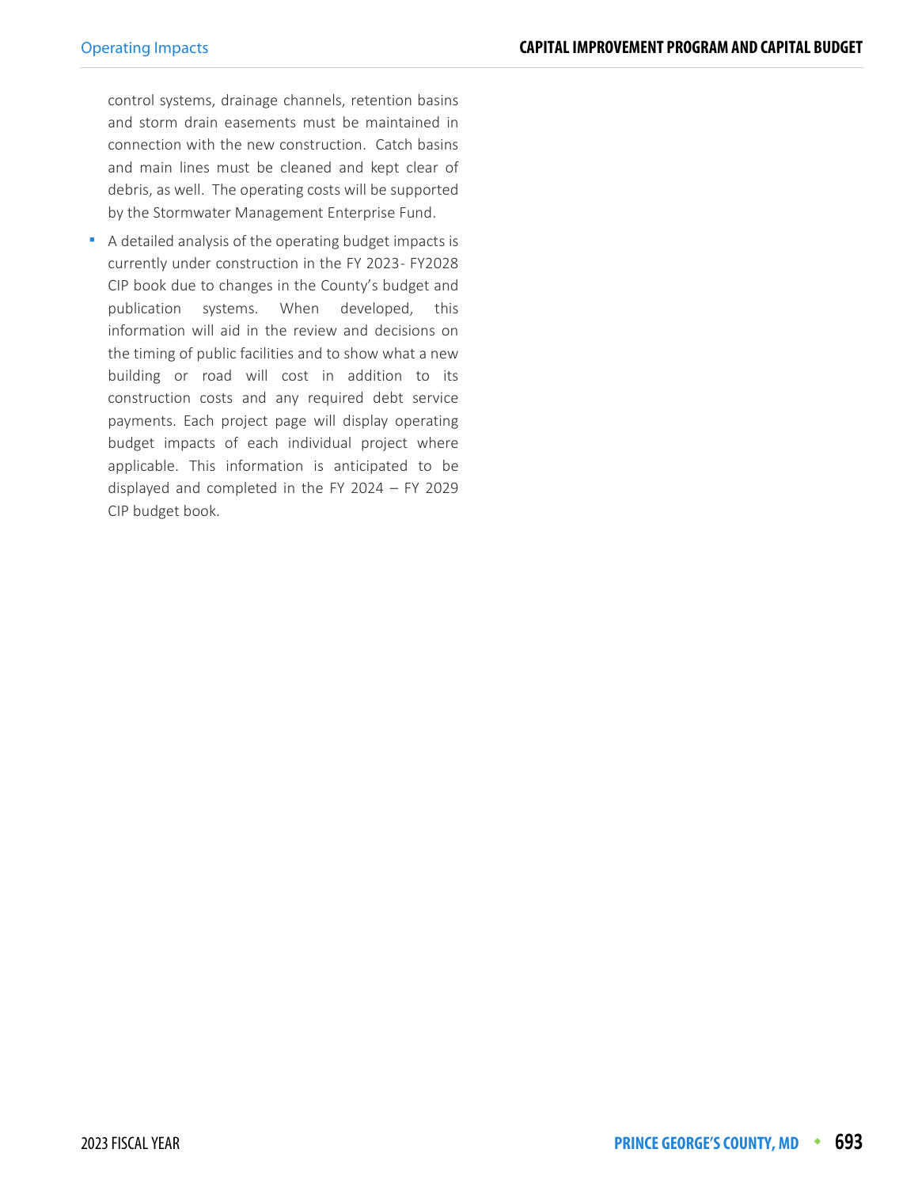control systems, drainage channels, retention basins and storm drain easements must be maintained in connection with the new construction. Catch basins and main lines must be cleaned and kept clear of debris, as well. The operating costs will be supported by the Stormwater Management Enterprise Fund.

- A detailed analysis of the operating budget impacts is currently under construction in the FY 2023- FY2028 CIP book due to changes in the County's budget and publication systems. When developed, this information will aid in the review and decisions on the timing of public facilities and to show what a new building or road will cost in addition to its construction costs and any required debt service payments. Each project page will display operating budget impacts of each individual project where applicable. This information is anticipated to be displayed and completed in the FY 2024 – FY 2029 CIP budget book.